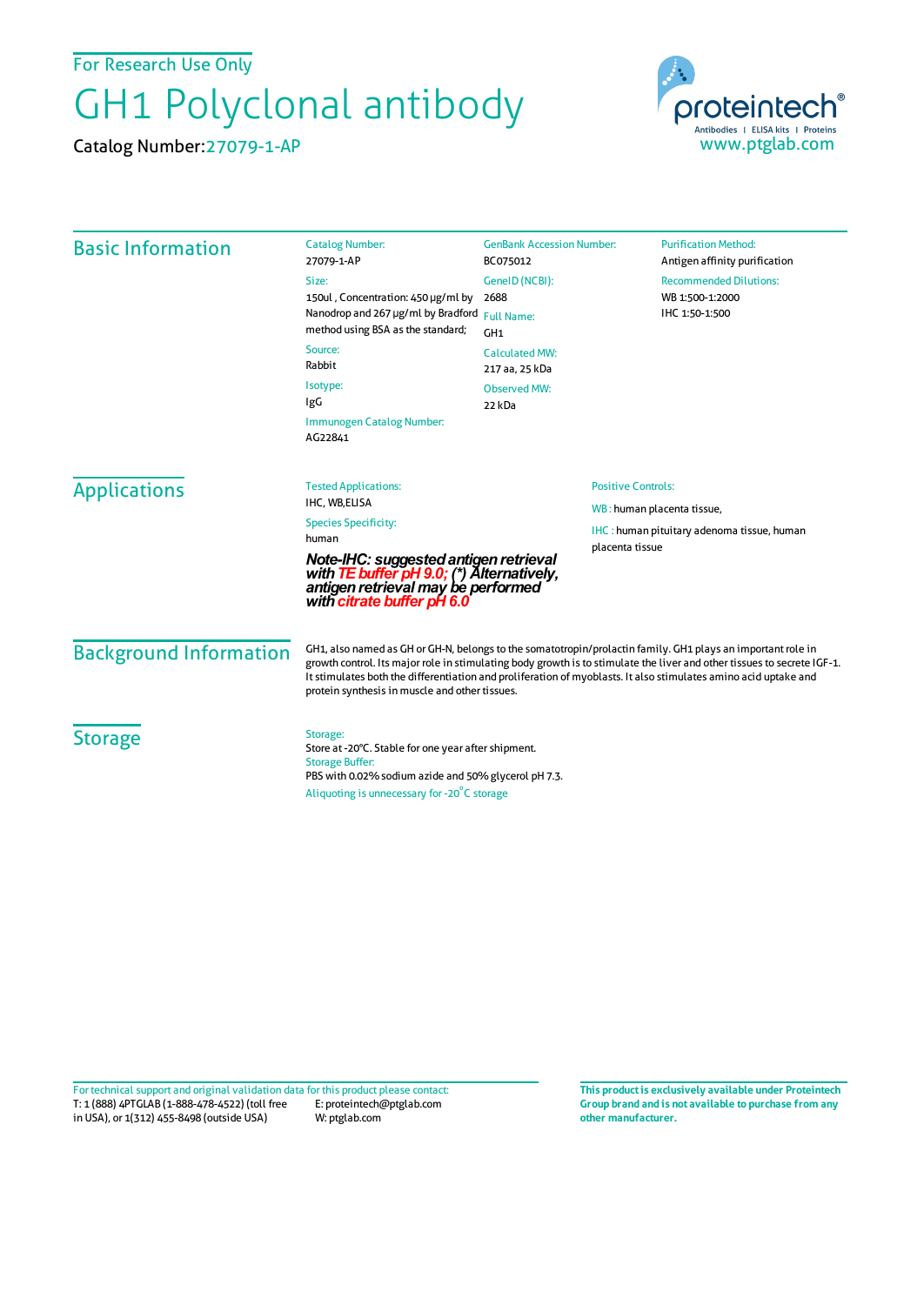For Research Use Only

# GH1 Polyclonal antibody

Catalog Number:27079-1-AP

proteintech®
Antibodies | ELISA kits | Proteins
www.ptglab.com

## Basic Information

**Catalog Number:**
27079-1-AP

**Size:**
150ul , Concentration: 450 μg/ml by Nanodrop and 267 μg/ml by Bradford method using BSA as the standard;

**Source:**
Rabbit

**Isotype:**
IgG

**Immunogen Catalog Number:**
AG22841

**GenBank Accession Number:**
BC075012

**GeneID (NCBI):**
2688

**Full Name:**
GH1

**Calculated MW:**
217 aa, 25 kDa

**Observed MW:**
22 kDa

**Purification Method:**
Antigen affinity purification

**Recommended Dilutions:**
WB 1:500-1:2000
IHC 1:50-1:500

## Applications

**Tested Applications:**
IHC, WB,ELISA

**Species Specificity:**
human

***Note-IHC: suggested antigen retrieval with TE buffer pH 9.0; (\*) Alternatively, antigen retrieval may be performed with citrate buffer pH 6.0***

**Positive Controls:**

WB : human placenta tissue,

IHC : human pituitary adenoma tissue, human placenta tissue

## Background Information

GH1, also named as GH or GH-N, belongs to the somatotropin/prolactin family. GH1 plays an important role in growth control. Its major role in stimulating body growth is to stimulate the liver and other tissues to secrete IGF-1. It stimulates both the differentiation and proliferation of myoblasts. It also stimulates amino acid uptake and protein synthesis in muscle and other tissues.

## Storage

**Storage:**
Store at -20°C. Stable for one year after shipment.

**Storage Buffer:**
PBS with 0.02% sodium azide and 50% glycerol pH 7.3.

Aliquoting is unnecessary for -20°C storage

For technical support and original validation data for this product please contact:
T: 1 (888) 4PTGLAB (1-888-478-4522) (toll free in USA), or 1(312) 455-8498 (outside USA)
E: proteintech@ptglab.com
W: ptglab.com

**This product is exclusively available under Proteintech Group brand and is not available to purchase from any other manufacturer.**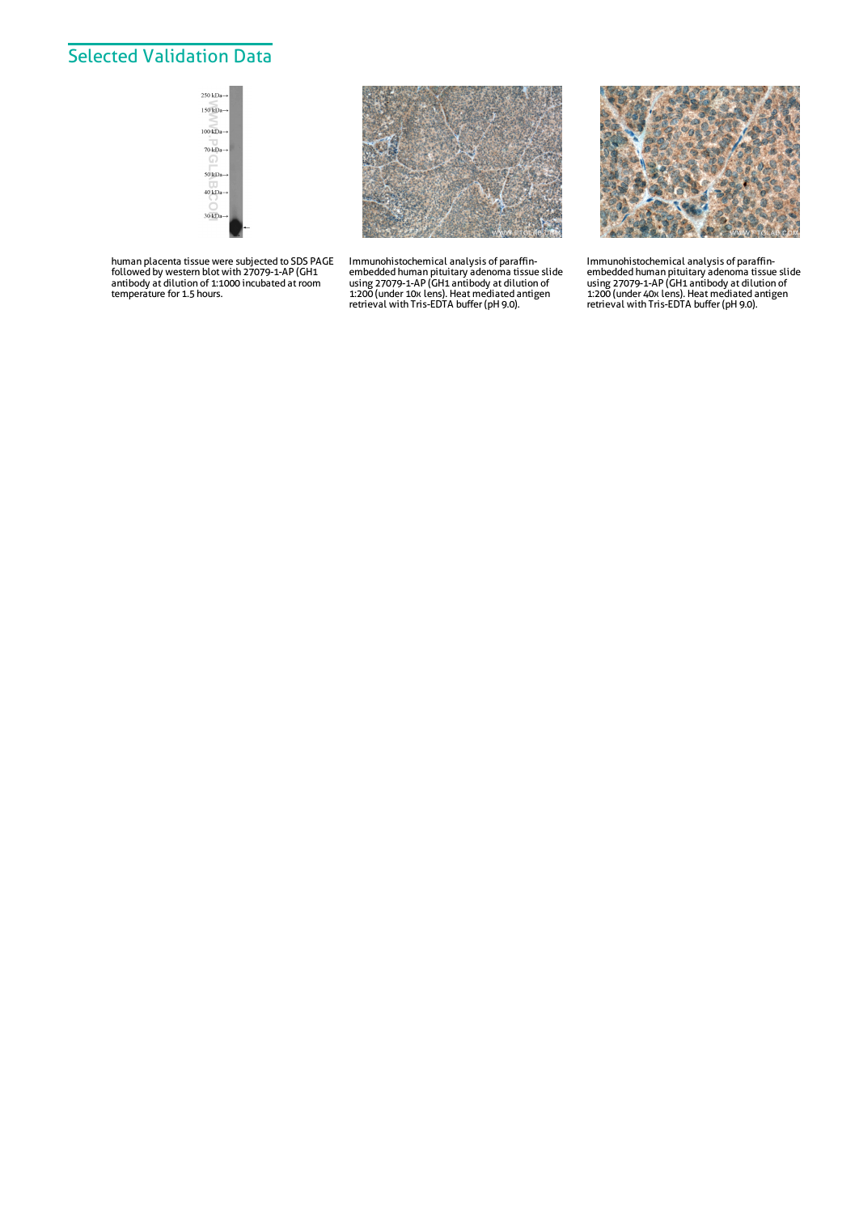## Selected Validation Data

250 kDa→
150 kDa→
100 kDa→
70 kDa→
50 kDa→
40 kDa→
30 kDa→

human placenta tissue were subjected to SDS PAGE followed by western blot with 27079-1-AP (GH1 antibody at dilution of 1:1000 incubated at room temperature for 1.5 hours.

Immunohistochemical analysis of paraffin-embedded human pituitary adenoma tissue slide using 27079-1-AP (GH1 antibody at dilution of 1:200 (under 10x lens). Heat mediated antigen retrieval with Tris-EDTA buffer (pH 9.0).

Immunohistochemical analysis of paraffin-embedded human pituitary adenoma tissue slide using 27079-1-AP (GH1 antibody at dilution of 1:200 (under 40x lens). Heat mediated antigen retrieval with Tris-EDTA buffer (pH 9.0).